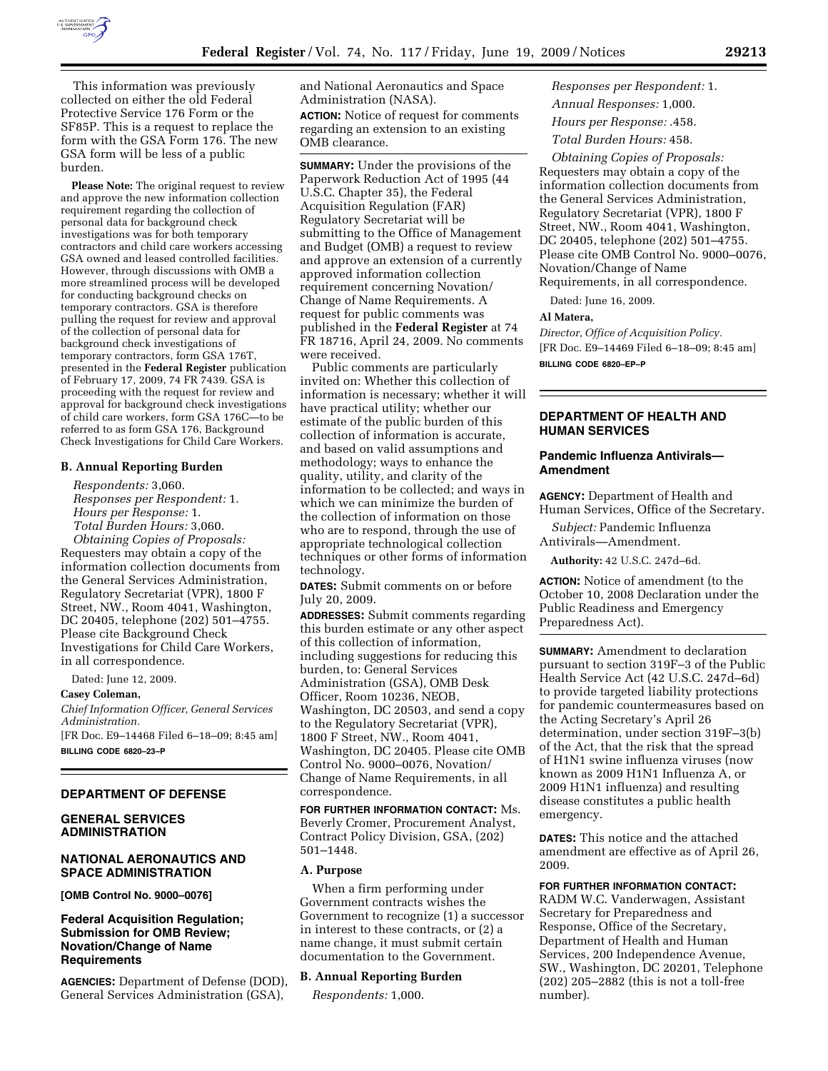This information was previously collected on either the old Federal Protective Service 176 Form or the SF85P. This is a request to replace the form with the GSA Form 176. The new GSA form will be less of a public burden.

**Please Note:** The original request to review and approve the new information collection requirement regarding the collection of personal data for background check investigations was for both temporary contractors and child care workers accessing GSA owned and leased controlled facilities. However, through discussions with OMB a more streamlined process will be developed for conducting background checks on temporary contractors. GSA is therefore pulling the request for review and approval of the collection of personal data for background check investigations of temporary contractors, form GSA 176T, presented in the **Federal Register** publication of February 17, 2009, 74 FR 7439. GSA is proceeding with the request for review and approval for background check investigations of child care workers, form GSA 176C—to be referred to as form GSA 176, Background Check Investigations for Child Care Workers.

### B. Annual Reporting Burden

*Respondents:* 3,060.
*Responses per Respondent:* 1.
*Hours per Response:* 1.
*Total Burden Hours:* 3,060.
*Obtaining Copies of Proposals:* Requesters may obtain a copy of the information collection documents from the General Services Administration, Regulatory Secretariat (VPR), 1800 F Street, NW., Room 4041, Washington, DC 20405, telephone (202) 501–4755. Please cite Background Check Investigations for Child Care Workers, in all correspondence.

Dated: June 12, 2009.

**Casey Coleman,**
*Chief Information Officer, General Services Administration.*
[FR Doc. E9–14468 Filed 6–18–09; 8:45 am]
**BILLING CODE 6820–23–P**

## DEPARTMENT OF DEFENSE

## GENERAL SERVICES ADMINISTRATION

## NATIONAL AERONAUTICS AND SPACE ADMINISTRATION

**[OMB Control No. 9000–0076]**

## Federal Acquisition Regulation; Submission for OMB Review; Novation/Change of Name Requirements

**AGENCIES:** Department of Defense (DOD), General Services Administration (GSA), and National Aeronautics and Space Administration (NASA).

**ACTION:** Notice of request for comments regarding an extension to an existing OMB clearance.

**SUMMARY:** Under the provisions of the Paperwork Reduction Act of 1995 (44 U.S.C. Chapter 35), the Federal Acquisition Regulation (FAR) Regulatory Secretariat will be submitting to the Office of Management and Budget (OMB) a request to review and approve an extension of a currently approved information collection requirement concerning Novation/Change of Name Requirements. A request for public comments was published in the **Federal Register** at 74 FR 18716, April 24, 2009. No comments were received.

Public comments are particularly invited on: Whether this collection of information is necessary; whether it will have practical utility; whether our estimate of the public burden of this collection of information is accurate, and based on valid assumptions and methodology; ways to enhance the quality, utility, and clarity of the information to be collected; and ways in which we can minimize the burden of the collection of information on those who are to respond, through the use of appropriate technological collection techniques or other forms of information technology.

**DATES:** Submit comments on or before July 20, 2009.

**ADDRESSES:** Submit comments regarding this burden estimate or any other aspect of this collection of information, including suggestions for reducing this burden, to: General Services Administration (GSA), OMB Desk Officer, Room 10236, NEOB, Washington, DC 20503, and send a copy to the Regulatory Secretariat (VPR), 1800 F Street, NW., Room 4041, Washington, DC 20405. Please cite OMB Control No. 9000–0076, Novation/Change of Name Requirements, in all correspondence.

**FOR FURTHER INFORMATION CONTACT:** Ms. Beverly Cromer, Procurement Analyst, Contract Policy Division, GSA, (202) 501–1448.

### A. Purpose

When a firm performing under Government contracts wishes the Government to recognize (1) a successor in interest to these contracts, or (2) a name change, it must submit certain documentation to the Government.

### B. Annual Reporting Burden

*Respondents:* 1,000.
*Responses per Respondent:* 1.
*Annual Responses:* 1,000.
*Hours per Response:* .458.
*Total Burden Hours:* 458.
*Obtaining Copies of Proposals:* Requesters may obtain a copy of the information collection documents from the General Services Administration, Regulatory Secretariat (VPR), 1800 F Street, NW., Room 4041, Washington, DC 20405, telephone (202) 501–4755. Please cite OMB Control No. 9000–0076, Novation/Change of Name Requirements, in all correspondence.

Dated: June 16, 2009.

**Al Matera,**
*Director, Office of Acquisition Policy.*
[FR Doc. E9–14469 Filed 6–18–09; 8:45 am]
**BILLING CODE 6820–EP–P**

## DEPARTMENT OF HEALTH AND HUMAN SERVICES

## Pandemic Influenza Antivirals—Amendment

**AGENCY:** Department of Health and Human Services, Office of the Secretary.

*Subject:* Pandemic Influenza Antivirals—Amendment.

**Authority:** 42 U.S.C. 247d–6d.

**ACTION:** Notice of amendment (to the October 10, 2008 Declaration under the Public Readiness and Emergency Preparedness Act).

**SUMMARY:** Amendment to declaration pursuant to section 319F–3 of the Public Health Service Act (42 U.S.C. 247d–6d) to provide targeted liability protections for pandemic countermeasures based on the Acting Secretary's April 26 determination, under section 319F–3(b) of the Act, that the risk that the spread of H1N1 swine influenza viruses (now known as 2009 H1N1 Influenza A, or 2009 H1N1 influenza) and resulting disease constitutes a public health emergency.

**DATES:** This notice and the attached amendment are effective as of April 26, 2009.

**FOR FURTHER INFORMATION CONTACT:** RADM W.C. Vanderwagen, Assistant Secretary for Preparedness and Response, Office of the Secretary, Department of Health and Human Services, 200 Independence Avenue, SW., Washington, DC 20201, Telephone (202) 205–2882 (this is not a toll-free number).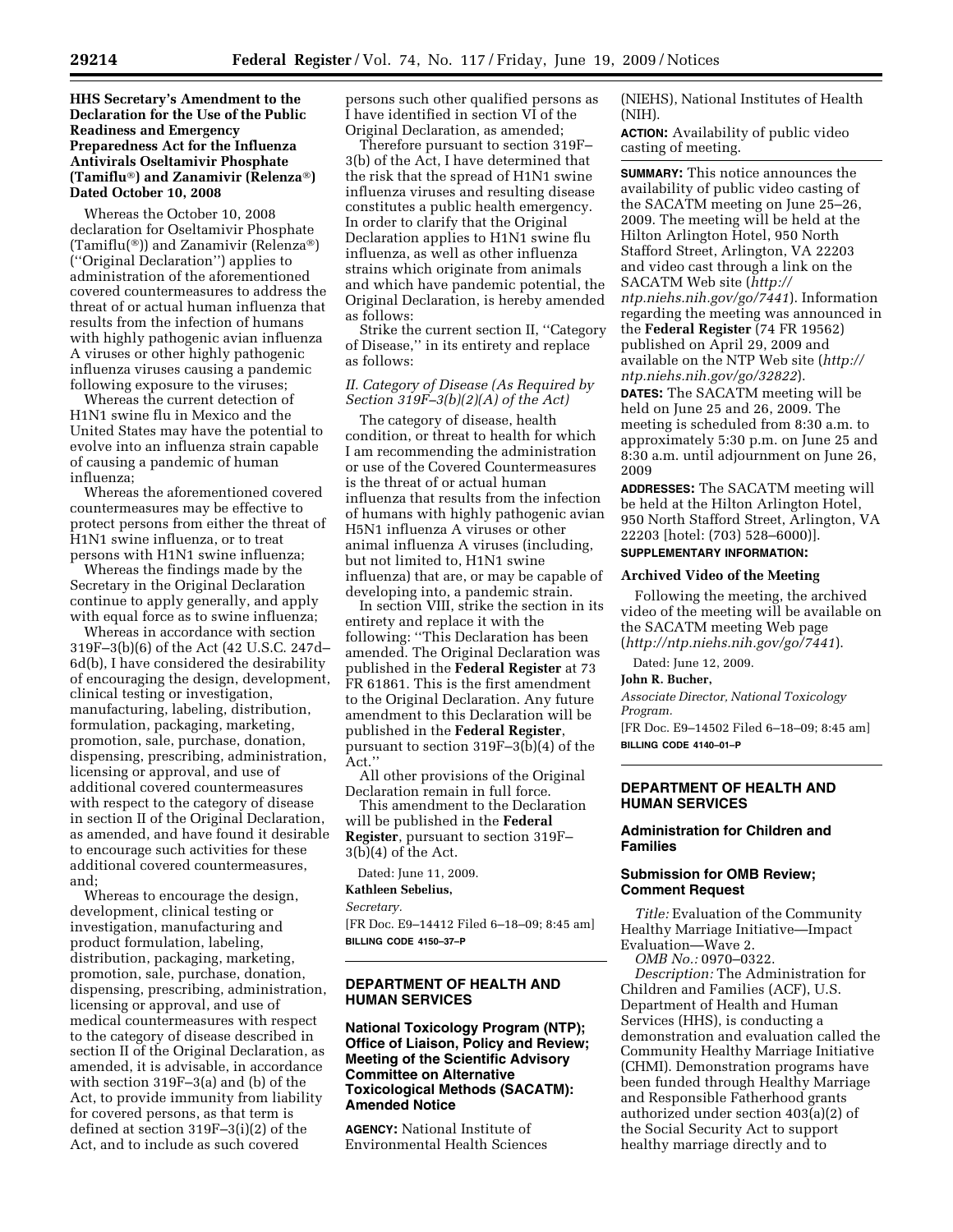**HHS Secretary's Amendment to the Declaration for the Use of the Public Readiness and Emergency Preparedness Act for the Influenza Antivirals Oseltamivir Phosphate (Tamiflu®) and Zanamivir (Relenza®) Dated October 10, 2008**

Whereas the October 10, 2008 declaration for Oseltamivir Phosphate (Tamiflu(®)) and Zanamivir (Relenza®) (''Original Declaration'') applies to administration of the aforementioned covered countermeasures to address the threat of or actual human influenza that results from the infection of humans with highly pathogenic avian influenza A viruses or other highly pathogenic influenza viruses causing a pandemic following exposure to the viruses;

Whereas the current detection of H1N1 swine flu in Mexico and the United States may have the potential to evolve into an influenza strain capable of causing a pandemic of human influenza;

Whereas the aforementioned covered countermeasures may be effective to protect persons from either the threat of H1N1 swine influenza, or to treat persons with H1N1 swine influenza;

Whereas the findings made by the Secretary in the Original Declaration continue to apply generally, and apply with equal force as to swine influenza;

Whereas in accordance with section 319F–3(b)(6) of the Act (42 U.S.C. 247d–6d(b), I have considered the desirability of encouraging the design, development, clinical testing or investigation, manufacturing, labeling, distribution, formulation, packaging, marketing, promotion, sale, purchase, donation, dispensing, prescribing, administration, licensing or approval, and use of additional covered countermeasures with respect to the category of disease in section II of the Original Declaration, as amended, and have found it desirable to encourage such activities for these additional covered countermeasures, and;

Whereas to encourage the design, development, clinical testing or investigation, manufacturing and product formulation, labeling, distribution, packaging, marketing, promotion, sale, purchase, donation, dispensing, prescribing, administration, licensing or approval, and use of medical countermeasures with respect to the category of disease described in section II of the Original Declaration, as amended, it is advisable, in accordance with section 319F–3(a) and (b) of the Act, to provide immunity from liability for covered persons, as that term is defined at section 319F–3(i)(2) of the Act, and to include as such covered persons such other qualified persons as I have identified in section VI of the Original Declaration, as amended;

Therefore pursuant to section 319F–3(b) of the Act, I have determined that the risk that the spread of H1N1 swine influenza viruses and resulting disease constitutes a public health emergency. In order to clarify that the Original Declaration applies to H1N1 swine flu influenza, as well as other influenza strains which originate from animals and which have pandemic potential, the Original Declaration, is hereby amended as follows:

Strike the current section II, ''Category of Disease,'' in its entirety and replace as follows:

*II. Category of Disease (As Required by Section 319F–3(b)(2)(A) of the Act)*

The category of disease, health condition, or threat to health for which I am recommending the administration or use of the Covered Countermeasures is the threat of or actual human influenza that results from the infection of humans with highly pathogenic avian H5N1 influenza A viruses or other animal influenza A viruses (including, but not limited to, H1N1 swine influenza) that are, or may be capable of developing into, a pandemic strain.

In section VIII, strike the section in its entirety and replace it with the following: ''This Declaration has been amended. The Original Declaration was published in the **Federal Register** at 73 FR 61861. This is the first amendment to the Original Declaration. Any future amendment to this Declaration will be published in the **Federal Register**, pursuant to section 319F–3(b)(4) of the Act.''

All other provisions of the Original Declaration remain in full force.

This amendment to the Declaration will be published in the **Federal Register**, pursuant to section 319F–3(b)(4) of the Act.

Dated: June 11, 2009.

**Kathleen Sebelius,**

*Secretary.*

[FR Doc. E9–14412 Filed 6–18–09; 8:45 am]

**BILLING CODE 4150–37–P**

---

**DEPARTMENT OF HEALTH AND HUMAN SERVICES**

**National Toxicology Program (NTP); Office of Liaison, Policy and Review; Meeting of the Scientific Advisory Committee on Alternative Toxicological Methods (SACATM): Amended Notice**

**AGENCY:** National Institute of Environmental Health Sciences (NIEHS), National Institutes of Health (NIH).

**ACTION:** Availability of public video casting of meeting.

**SUMMARY:** This notice announces the availability of public video casting of the SACATM meeting on June 25–26, 2009. The meeting will be held at the Hilton Arlington Hotel, 950 North Stafford Street, Arlington, VA 22203 and video cast through a link on the SACATM Web site (*http://ntp.niehs.nih.gov/go/7441*). Information regarding the meeting was announced in the **Federal Register** (74 FR 19562) published on April 29, 2009 and available on the NTP Web site (*http://ntp.niehs.nih.gov/go/32822*).

**DATES:** The SACATM meeting will be held on June 25 and 26, 2009. The meeting is scheduled from 8:30 a.m. to approximately 5:30 p.m. on June 25 and 8:30 a.m. until adjournment on June 26, 2009

**ADDRESSES:** The SACATM meeting will be held at the Hilton Arlington Hotel, 950 North Stafford Street, Arlington, VA 22203 [hotel: (703) 528–6000)].

**SUPPLEMENTARY INFORMATION:**

**Archived Video of the Meeting**

Following the meeting, the archived video of the meeting will be available on the SACATM meeting Web page (*http://ntp.niehs.nih.gov/go/7441*).

Dated: June 12, 2009.

**John R. Bucher,**

*Associate Director, National Toxicology Program.*

[FR Doc. E9–14502 Filed 6–18–09; 8:45 am]

**BILLING CODE 4140–01–P**

---

**DEPARTMENT OF HEALTH AND HUMAN SERVICES**

**Administration for Children and Families**

**Submission for OMB Review; Comment Request**

*Title:* Evaluation of the Community Healthy Marriage Initiative—Impact Evaluation—Wave 2.

*OMB No.:* 0970–0322.

*Description:* The Administration for Children and Families (ACF), U.S. Department of Health and Human Services (HHS), is conducting a demonstration and evaluation called the Community Healthy Marriage Initiative (CHMI). Demonstration programs have been funded through Healthy Marriage and Responsible Fatherhood grants authorized under section 403(a)(2) of the Social Security Act to support healthy marriage directly and to